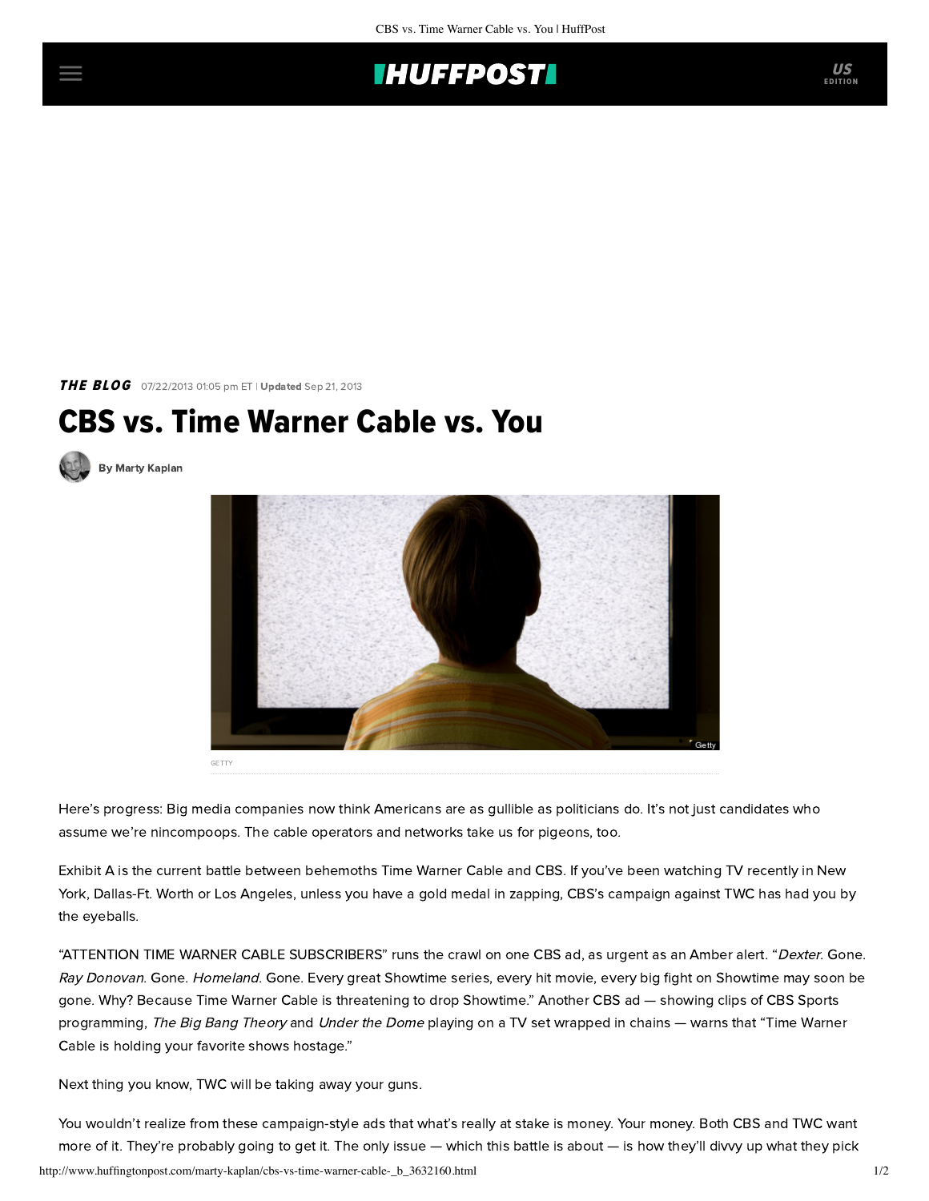THE BLOG 07/22/2013 01:05 pm ET | Updated Sep 21, 2013

# CBS vs. Time Warner Cable vs. You

By Marty Kaplan

GETTY

Here's progress: Big media companies now think Americans are as gullible as politicians do. It's not just candidates who assume we're nincompoops. The cable operators and networks take us for pigeons, too.

Exhibit A is the current battle between behemoths Time Warner Cable and CBS. If you've been watching TV recently in New York, Dallas-Ft. Worth or Los Angeles, unless you have a gold medal in zapping, CBS's campaign against TWC has had you by the eyeballs.

"ATTENTION TIME WARNER CABLE SUBSCRIBERS" runs the crawl on one CBS ad, as urgent as an Amber alert. "*Dexter*. Gone. *Ray Donovan*. Gone. *Homeland*. Gone. Every great Showtime series, every hit movie, every big fight on Showtime may soon be gone. Why? Because Time Warner Cable is threatening to drop Showtime." Another CBS ad — showing clips of CBS Sports programming, *The Big Bang Theory* and *Under the Dome* playing on a TV set wrapped in chains — warns that "Time Warner Cable is holding your favorite shows hostage."

Next thing you know, TWC will be taking away your guns.

You wouldn't realize from these campaign-style ads that what's really at stake is money. Your money. Both CBS and TWC want more of it. They're probably going to get it. The only issue — which this battle is about — is how they'll divvy up what they pick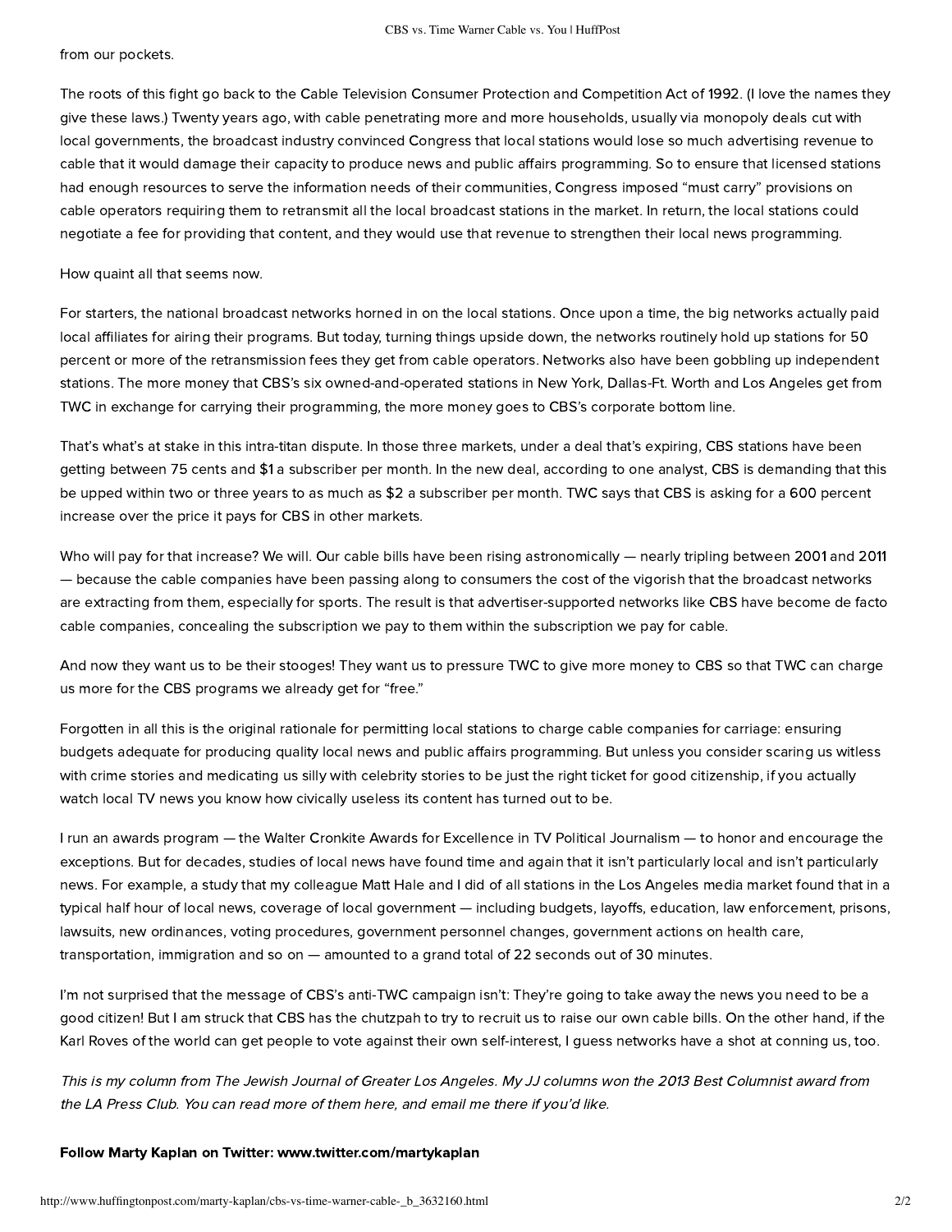from our pockets.

The roots of this fight go back to the Cable Television Consumer Protection and Competition Act of 1992. (I love the names they give these laws.) Twenty years ago, with cable penetrating more and more households, usually via monopoly deals cut with local governments, the broadcast industry convinced Congress that local stations would lose so much advertising revenue to cable that it would damage their capacity to produce news and public affairs programming. So to ensure that licensed stations had enough resources to serve the information needs of their communities, Congress imposed "must carry" provisions on cable operators requiring them to retransmit all the local broadcast stations in the market. In return, the local stations could negotiate a fee for providing that content, and they would use that revenue to strengthen their local news programming.

How quaint all that seems now.

For starters, the national broadcast networks horned in on the local stations. Once upon a time, the big networks actually paid local affiliates for airing their programs. But today, turning things upside down, the networks routinely hold up stations for 50 percent or more of the retransmission fees they get from cable operators. Networks also have been gobbling up independent stations. The more money that CBS's six owned-and-operated stations in New York, Dallas-Ft. Worth and Los Angeles get from TWC in exchange for carrying their programming, the more money goes to CBS's corporate bottom line.

That's what's at stake in this intra-titan dispute. In those three markets, under a deal that's expiring, CBS stations have been getting between 75 cents and $1 a subscriber per month. In the new deal, according to one analyst, CBS is demanding that this be upped within two or three years to as much as $2 a subscriber per month. TWC says that CBS is asking for a 600 percent increase over the price it pays for CBS in other markets.

Who will pay for that increase? We will. Our cable bills have been rising astronomically — nearly tripling between 2001 and 2011 — because the cable companies have been passing along to consumers the cost of the vigorish that the broadcast networks are extracting from them, especially for sports. The result is that advertiser-supported networks like CBS have become de facto cable companies, concealing the subscription we pay to them within the subscription we pay for cable.

And now they want us to be their stooges! They want us to pressure TWC to give more money to CBS so that TWC can charge us more for the CBS programs we already get for "free."

Forgotten in all this is the original rationale for permitting local stations to charge cable companies for carriage: ensuring budgets adequate for producing quality local news and public affairs programming. But unless you consider scaring us witless with crime stories and medicating us silly with celebrity stories to be just the right ticket for good citizenship, if you actually watch local TV news you know how civically useless its content has turned out to be.

I run an awards program — the Walter Cronkite Awards for Excellence in TV Political Journalism — to honor and encourage the exceptions. But for decades, studies of local news have found time and again that it isn't particularly local and isn't particularly news. For example, a study that my colleague Matt Hale and I did of all stations in the Los Angeles media market found that in a typical half hour of local news, coverage of local government — including budgets, layoffs, education, law enforcement, prisons, lawsuits, new ordinances, voting procedures, government personnel changes, government actions on health care, transportation, immigration and so on — amounted to a grand total of 22 seconds out of 30 minutes.

I'm not surprised that the message of CBS's anti-TWC campaign isn't: They're going to take away the news you need to be a good citizen! But I am struck that CBS has the chutzpah to try to recruit us to raise our own cable bills. On the other hand, if the Karl Roves of the world can get people to vote against their own self-interest, I guess networks have a shot at conning us, too.

*This is my column from The Jewish Journal of Greater Los Angeles. My JJ columns won the 2013 Best Columnist award from the LA Press Club. You can read more of them here, and email me there if you'd like.*

**Follow Marty Kaplan on Twitter: www.twitter.com/martykaplan**